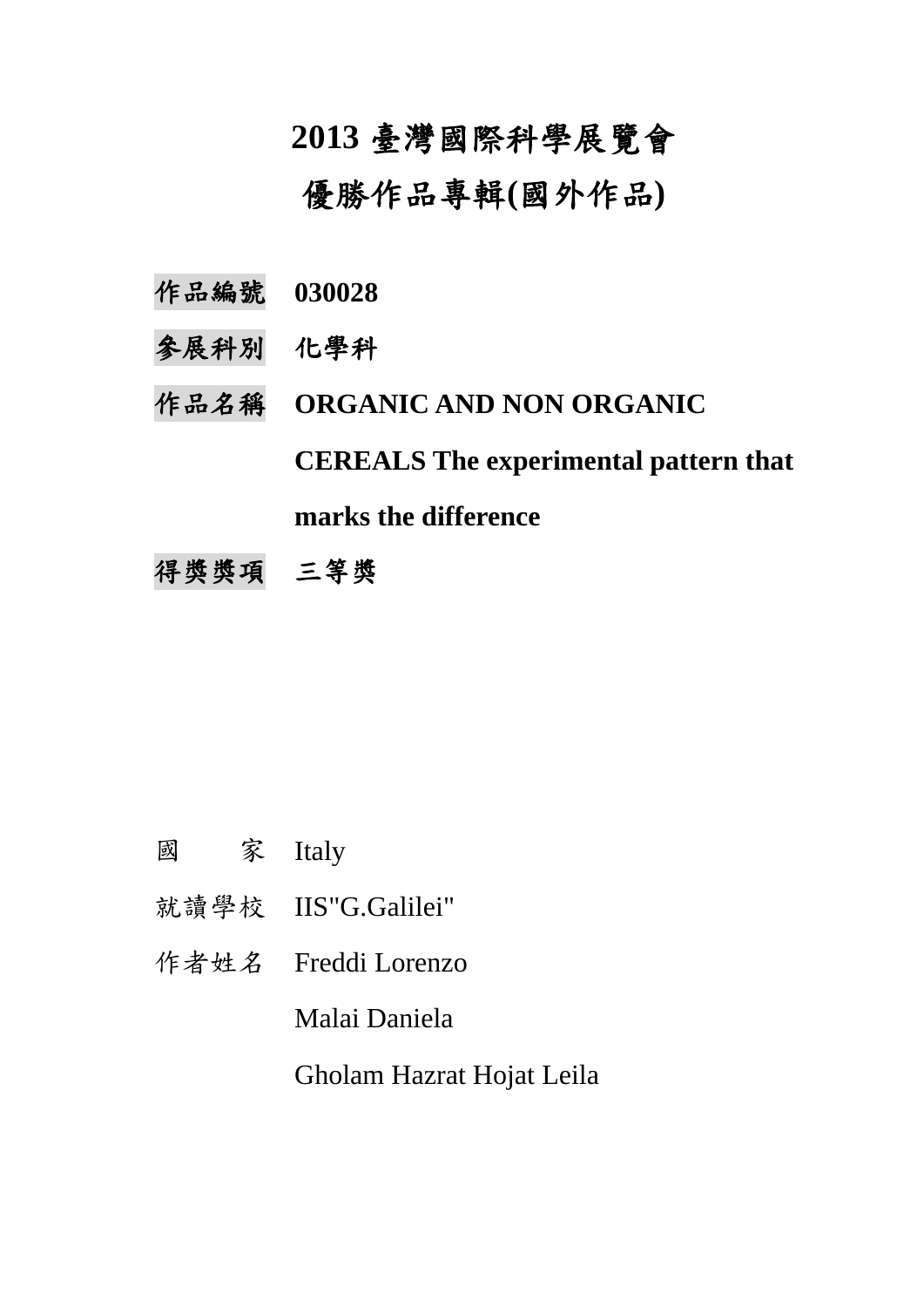# 2013 臺灣國際科學展覽會

# 優勝作品專輯(國外作品)

**作品編號** **030028**

**參展科別** **化學科**

**作品名稱** **ORGANIC AND NON ORGANIC CEREALS The experimental pattern that marks the difference**

**得獎獎項** **三等獎**

國　　家 Italy

就讀學校 IIS"G.Galilei"

作者姓名 Freddi Lorenzo

Malai Daniela

Gholam Hazrat Hojat Leila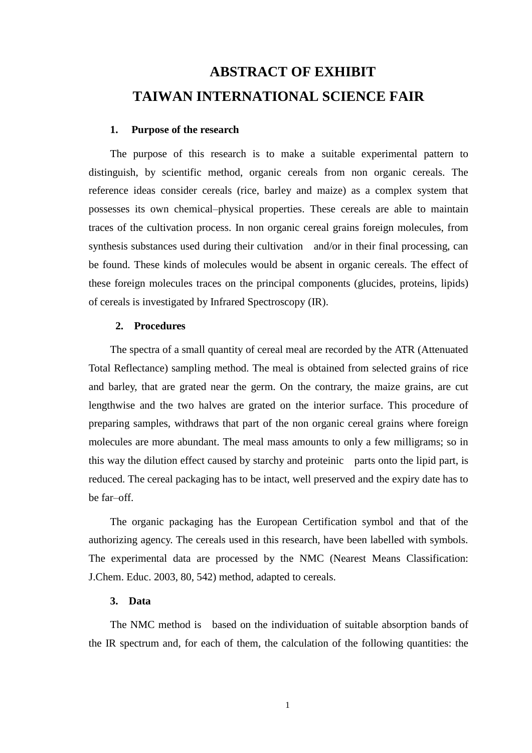# ABSTRACT OF EXHIBIT

# TAIWAN INTERNATIONAL SCIENCE FAIR

## 1. Purpose of the research

The purpose of this research is to make a suitable experimental pattern to distinguish, by scientific method, organic cereals from non organic cereals. The reference ideas consider cereals (rice, barley and maize) as a complex system that possesses its own chemical–physical properties. These cereals are able to maintain traces of the cultivation process. In non organic cereal grains foreign molecules, from synthesis substances used during their cultivation and/or in their final processing, can be found. These kinds of molecules would be absent in organic cereals. The effect of these foreign molecules traces on the principal components (glucides, proteins, lipids) of cereals is investigated by Infrared Spectroscopy (IR).

## 2. Procedures

The spectra of a small quantity of cereal meal are recorded by the ATR (Attenuated Total Reflectance) sampling method. The meal is obtained from selected grains of rice and barley, that are grated near the germ. On the contrary, the maize grains, are cut lengthwise and the two halves are grated on the interior surface. This procedure of preparing samples, withdraws that part of the non organic cereal grains where foreign molecules are more abundant. The meal mass amounts to only a few milligrams; so in this way the dilution effect caused by starchy and proteinic parts onto the lipid part, is reduced. The cereal packaging has to be intact, well preserved and the expiry date has to be far–off.

The organic packaging has the European Certification symbol and that of the authorizing agency. The cereals used in this research, have been labelled with symbols. The experimental data are processed by the NMC (Nearest Means Classification: J.Chem. Educ. 2003, 80, 542) method, adapted to cereals.

## 3. Data

The NMC method is based on the individuation of suitable absorption bands of the IR spectrum and, for each of them, the calculation of the following quantities: the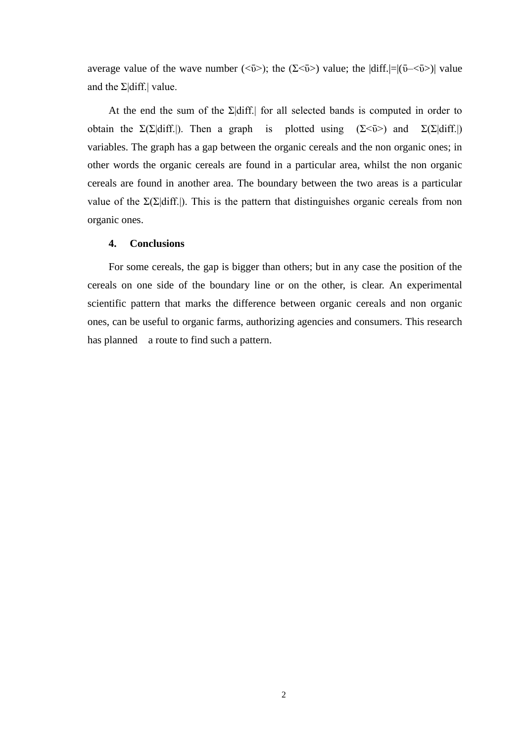average value of the wave number ($<\bar{\upsilon}>$); the ($\Sigma<\bar{\upsilon}>$) value; the $|\text{diff.}|=|(\bar{\upsilon}-<\bar{\upsilon}>)|$ value and the $\Sigma|\text{diff.}|$ value.

At the end the sum of the $\Sigma|\text{diff.}|$ for all selected bands is computed in order to obtain the $\Sigma(\Sigma|\text{diff.}|)$. Then a graph is plotted using ($\Sigma<\bar{\upsilon}>$) and $\Sigma(\Sigma|\text{diff.}|)$ variables. The graph has a gap between the organic cereals and the non organic ones; in other words the organic cereals are found in a particular area, whilst the non organic cereals are found in another area. The boundary between the two areas is a particular value of the $\Sigma(\Sigma|\text{diff.}|)$. This is the pattern that distinguishes organic cereals from non organic ones.

## 4. Conclusions

For some cereals, the gap is bigger than others; but in any case the position of the cereals on one side of the boundary line or on the other, is clear. An experimental scientific pattern that marks the difference between organic cereals and non organic ones, can be useful to organic farms, authorizing agencies and consumers. This research has planned a route to find such a pattern.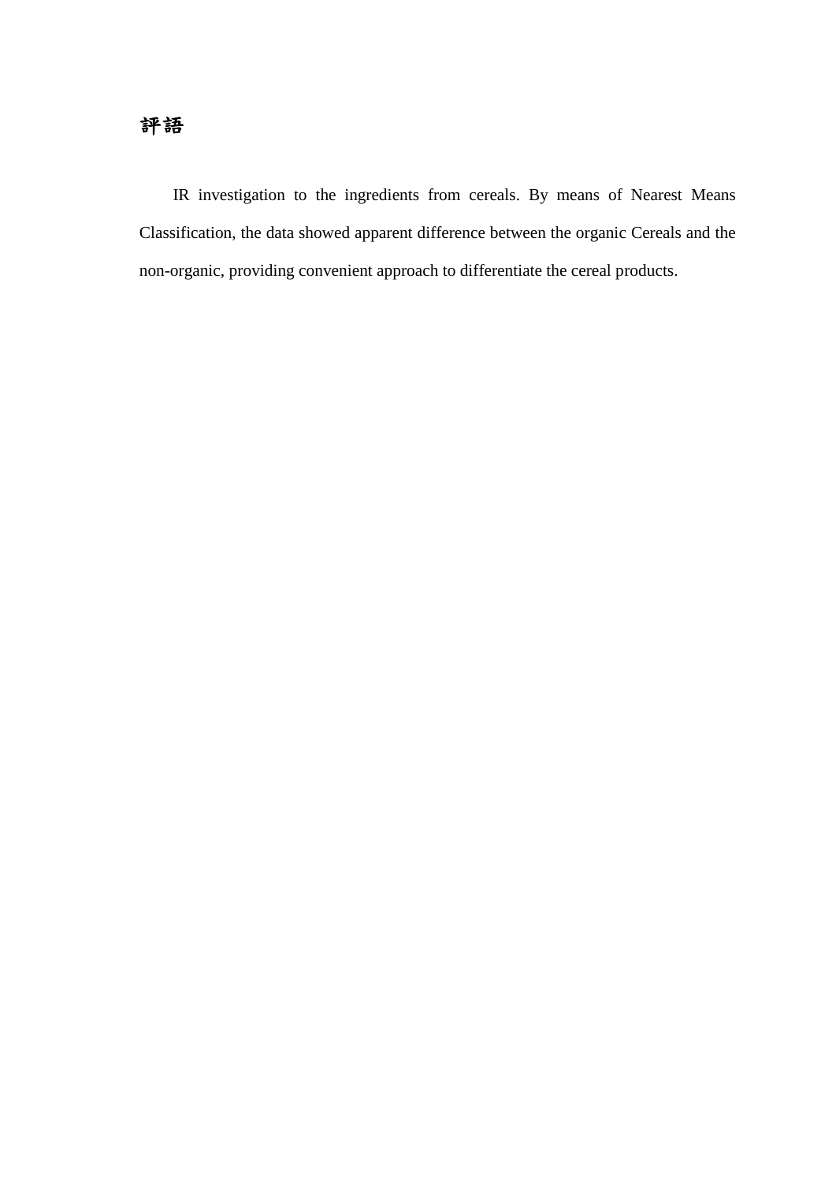## 評語

IR investigation to the ingredients from cereals. By means of Nearest Means Classification, the data showed apparent difference between the organic Cereals and the non-organic, providing convenient approach to differentiate the cereal products.